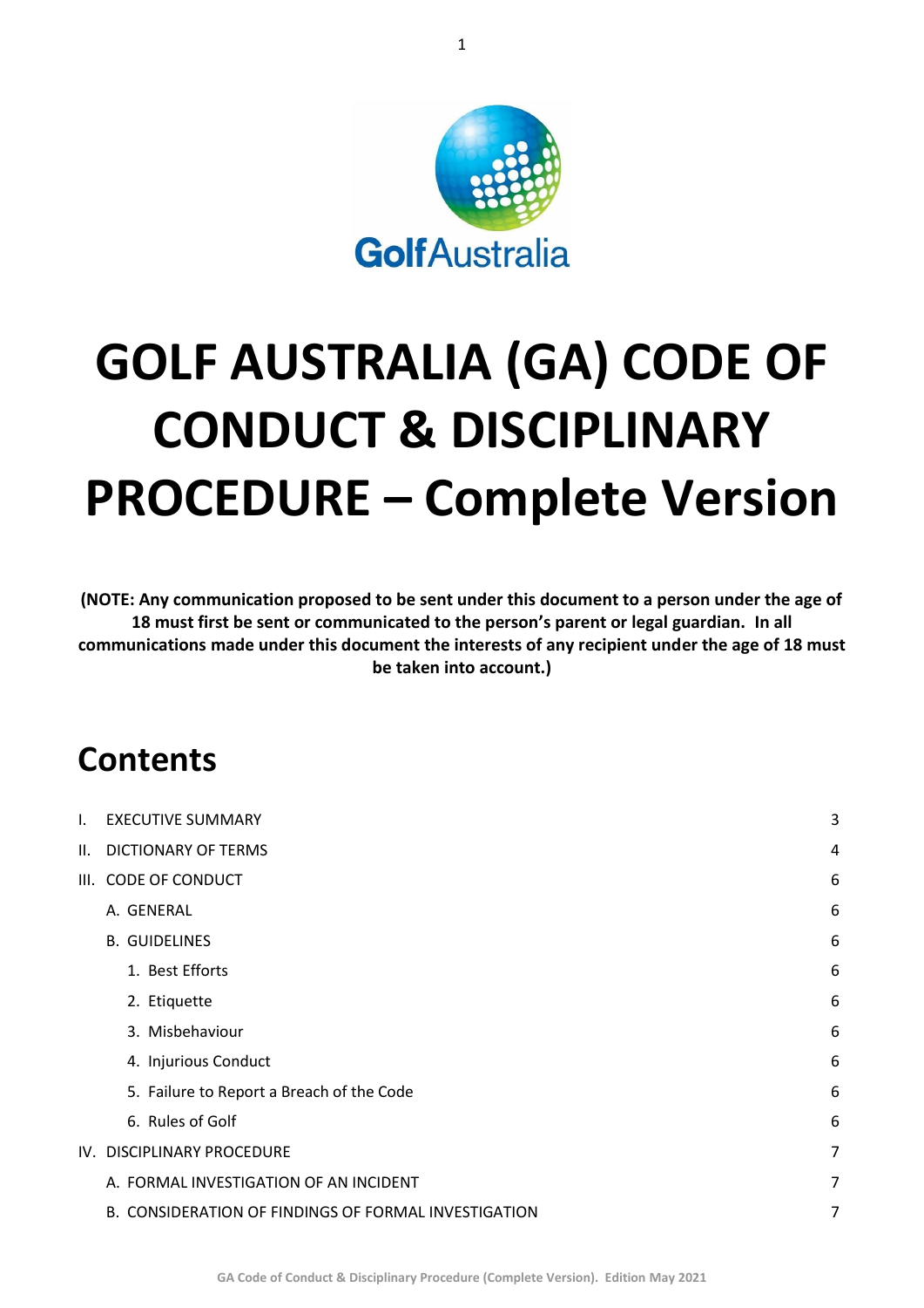# GOLF AUSTRALIA (GA) CODE OF CONDUCT & DISCIPLINARY PROCEDURE – Complete Version

**(NOTE: Any communication proposed to be sent under this document to a person under the age of 18 must first be sent or communicated to the person's parent or legal guardian. In all communications made under this document the interests of any recipient under the age of 18 must be taken into account.)**

## Contents

| | | |
|---|---|---|
| I. | EXECUTIVE SUMMARY | 3 |
| II. | DICTIONARY OF TERMS | 4 |
| III. | CODE OF CONDUCT | 6 |
| | A. GENERAL | 6 |
| | B. GUIDELINES | 6 |
| | 1. Best Efforts | 6 |
| | 2. Etiquette | 6 |
| | 3. Misbehaviour | 6 |
| | 4. Injurious Conduct | 6 |
| | 5. Failure to Report a Breach of the Code | 6 |
| | 6. Rules of Golf | 6 |
| IV. | DISCIPLINARY PROCEDURE | 7 |
| | A. FORMAL INVESTIGATION OF AN INCIDENT | 7 |
| | B. CONSIDERATION OF FINDINGS OF FORMAL INVESTIGATION | 7 |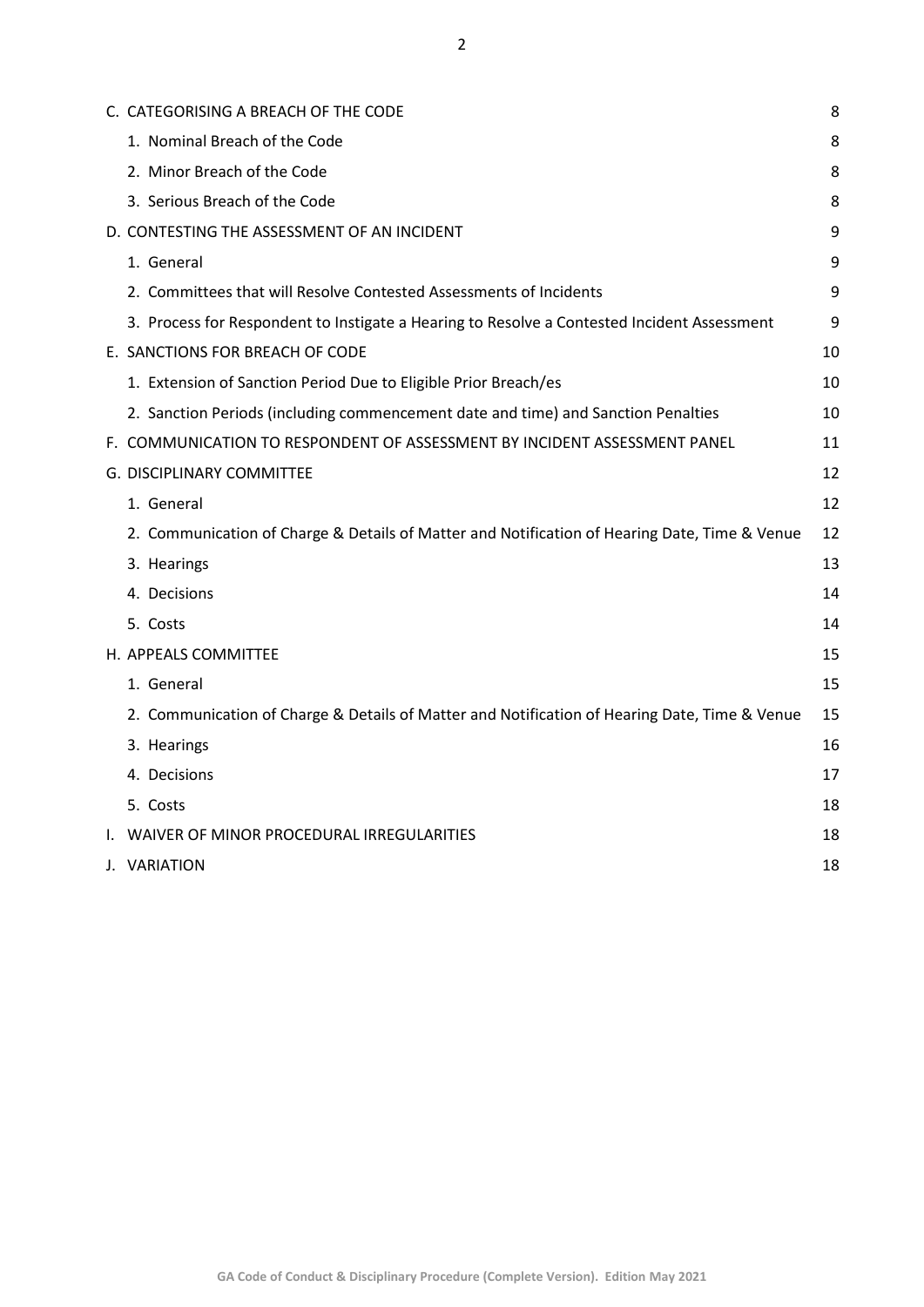C. CATEGORISING A BREACH OF THE CODE 8

1. Nominal Breach of the Code 8
2. Minor Breach of the Code 8
3. Serious Breach of the Code 8

D. CONTESTING THE ASSESSMENT OF AN INCIDENT 9

1. General 9
2. Committees that will Resolve Contested Assessments of Incidents 9
3. Process for Respondent to Instigate a Hearing to Resolve a Contested Incident Assessment 9

E. SANCTIONS FOR BREACH OF CODE 10

1. Extension of Sanction Period Due to Eligible Prior Breach/es 10
2. Sanction Periods (including commencement date and time) and Sanction Penalties 10

F. COMMUNICATION TO RESPONDENT OF ASSESSMENT BY INCIDENT ASSESSMENT PANEL 11

G. DISCIPLINARY COMMITTEE 12

1. General 12
2. Communication of Charge & Details of Matter and Notification of Hearing Date, Time & Venue 12
3. Hearings 13
4. Decisions 14
5. Costs 14

H. APPEALS COMMITTEE 15

1. General 15
2. Communication of Charge & Details of Matter and Notification of Hearing Date, Time & Venue 15
3. Hearings 16
4. Decisions 17
5. Costs 18

I. WAIVER OF MINOR PROCEDURAL IRREGULARITIES 18

J. VARIATION 18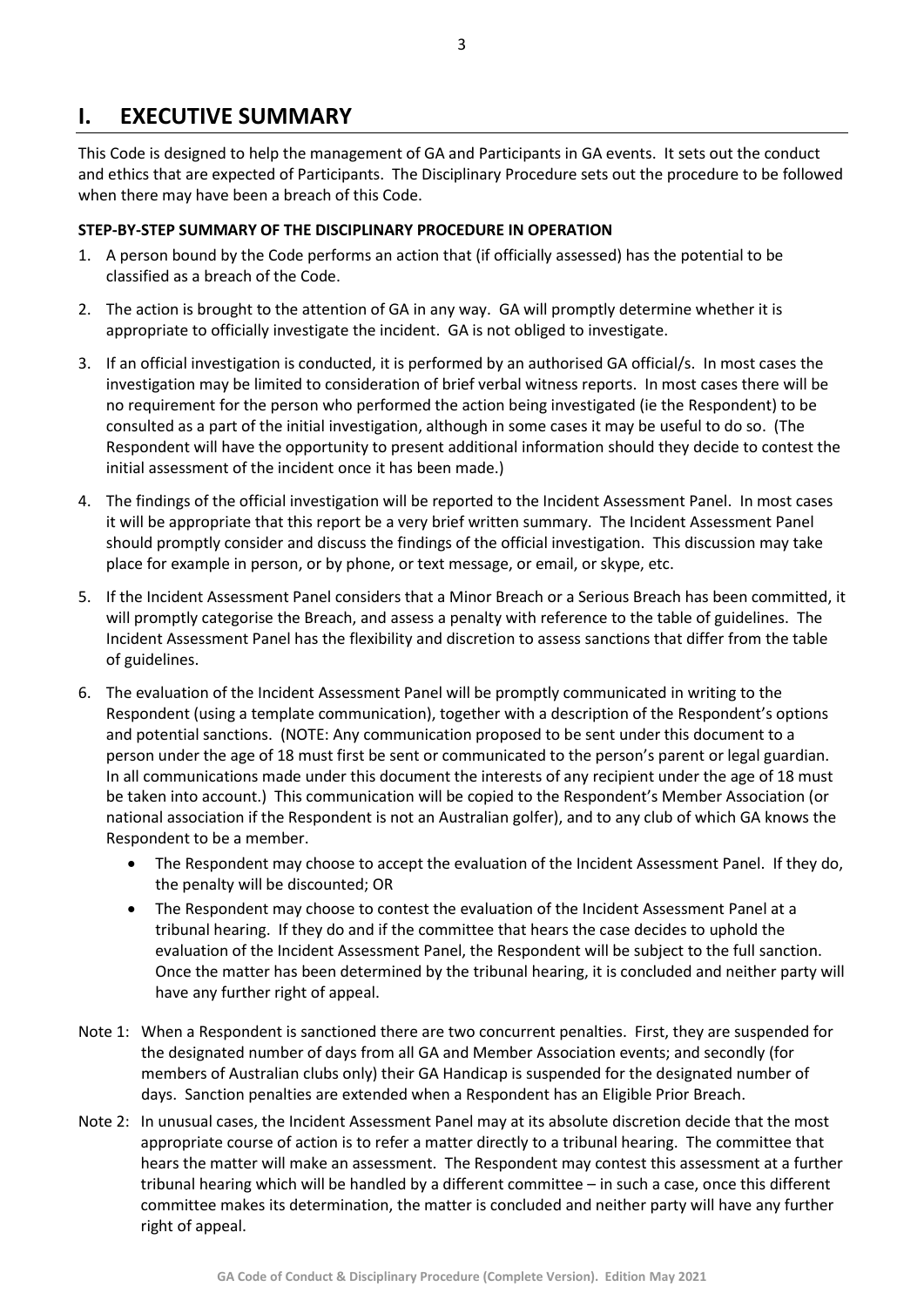# I. EXECUTIVE SUMMARY

This Code is designed to help the management of GA and Participants in GA events. It sets out the conduct and ethics that are expected of Participants. The Disciplinary Procedure sets out the procedure to be followed when there may have been a breach of this Code.

**STEP-BY-STEP SUMMARY OF THE DISCIPLINARY PROCEDURE IN OPERATION**

1. A person bound by the Code performs an action that (if officially assessed) has the potential to be classified as a breach of the Code.
2. The action is brought to the attention of GA in any way. GA will promptly determine whether it is appropriate to officially investigate the incident. GA is not obliged to investigate.
3. If an official investigation is conducted, it is performed by an authorised GA official/s. In most cases the investigation may be limited to consideration of brief verbal witness reports. In most cases there will be no requirement for the person who performed the action being investigated (ie the Respondent) to be consulted as a part of the initial investigation, although in some cases it may be useful to do so. (The Respondent will have the opportunity to present additional information should they decide to contest the initial assessment of the incident once it has been made.)
4. The findings of the official investigation will be reported to the Incident Assessment Panel. In most cases it will be appropriate that this report be a very brief written summary. The Incident Assessment Panel should promptly consider and discuss the findings of the official investigation. This discussion may take place for example in person, or by phone, or text message, or email, or skype, etc.
5. If the Incident Assessment Panel considers that a Minor Breach or a Serious Breach has been committed, it will promptly categorise the Breach, and assess a penalty with reference to the table of guidelines. The Incident Assessment Panel has the flexibility and discretion to assess sanctions that differ from the table of guidelines.
6. The evaluation of the Incident Assessment Panel will be promptly communicated in writing to the Respondent (using a template communication), together with a description of the Respondent's options and potential sanctions. (NOTE: Any communication proposed to be sent under this document to a person under the age of 18 must first be sent or communicated to the person's parent or legal guardian. In all communications made under this document the interests of any recipient under the age of 18 must be taken into account.) This communication will be copied to the Respondent's Member Association (or national association if the Respondent is not an Australian golfer), and to any club of which GA knows the Respondent to be a member.
   - The Respondent may choose to accept the evaluation of the Incident Assessment Panel. If they do, the penalty will be discounted; OR
   - The Respondent may choose to contest the evaluation of the Incident Assessment Panel at a tribunal hearing. If they do and if the committee that hears the case decides to uphold the evaluation of the Incident Assessment Panel, the Respondent will be subject to the full sanction. Once the matter has been determined by the tribunal hearing, it is concluded and neither party will have any further right of appeal.

Note 1: When a Respondent is sanctioned there are two concurrent penalties. First, they are suspended for the designated number of days from all GA and Member Association events; and secondly (for members of Australian clubs only) their GA Handicap is suspended for the designated number of days. Sanction penalties are extended when a Respondent has an Eligible Prior Breach.

Note 2: In unusual cases, the Incident Assessment Panel may at its absolute discretion decide that the most appropriate course of action is to refer a matter directly to a tribunal hearing. The committee that hears the matter will make an assessment. The Respondent may contest this assessment at a further tribunal hearing which will be handled by a different committee – in such a case, once this different committee makes its determination, the matter is concluded and neither party will have any further right of appeal.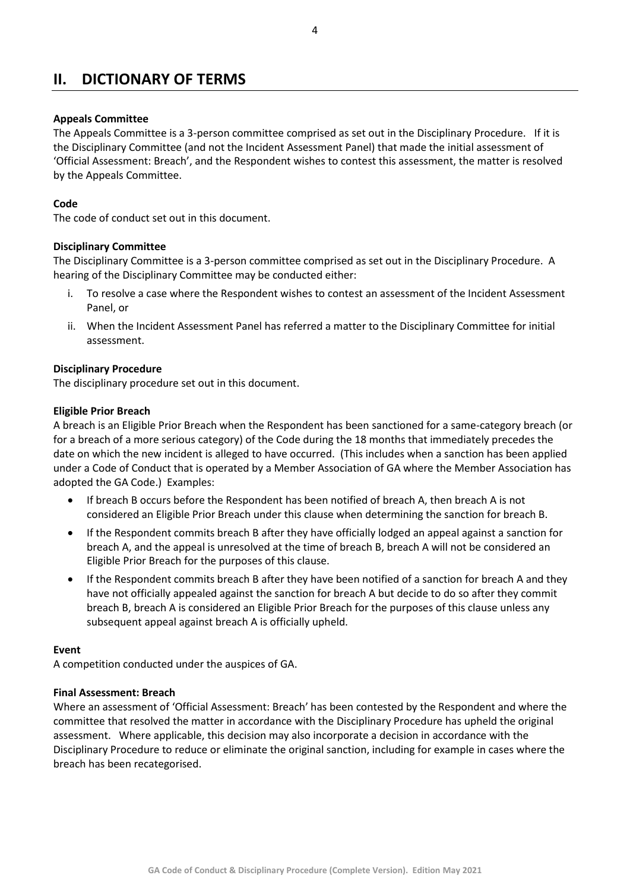## II. DICTIONARY OF TERMS

**Appeals Committee**

The Appeals Committee is a 3-person committee comprised as set out in the Disciplinary Procedure. If it is the Disciplinary Committee (and not the Incident Assessment Panel) that made the initial assessment of 'Official Assessment: Breach', and the Respondent wishes to contest this assessment, the matter is resolved by the Appeals Committee.

**Code**

The code of conduct set out in this document.

**Disciplinary Committee**

The Disciplinary Committee is a 3-person committee comprised as set out in the Disciplinary Procedure. A hearing of the Disciplinary Committee may be conducted either:

i. To resolve a case where the Respondent wishes to contest an assessment of the Incident Assessment Panel, or
ii. When the Incident Assessment Panel has referred a matter to the Disciplinary Committee for initial assessment.

**Disciplinary Procedure**

The disciplinary procedure set out in this document.

**Eligible Prior Breach**

A breach is an Eligible Prior Breach when the Respondent has been sanctioned for a same-category breach (or for a breach of a more serious category) of the Code during the 18 months that immediately precedes the date on which the new incident is alleged to have occurred. (This includes when a sanction has been applied under a Code of Conduct that is operated by a Member Association of GA where the Member Association has adopted the GA Code.) Examples:

- If breach B occurs before the Respondent has been notified of breach A, then breach A is not considered an Eligible Prior Breach under this clause when determining the sanction for breach B.
- If the Respondent commits breach B after they have officially lodged an appeal against a sanction for breach A, and the appeal is unresolved at the time of breach B, breach A will not be considered an Eligible Prior Breach for the purposes of this clause.
- If the Respondent commits breach B after they have been notified of a sanction for breach A and they have not officially appealed against the sanction for breach A but decide to do so after they commit breach B, breach A is considered an Eligible Prior Breach for the purposes of this clause unless any subsequent appeal against breach A is officially upheld.

**Event**

A competition conducted under the auspices of GA.

**Final Assessment: Breach**

Where an assessment of 'Official Assessment: Breach' has been contested by the Respondent and where the committee that resolved the matter in accordance with the Disciplinary Procedure has upheld the original assessment. Where applicable, this decision may also incorporate a decision in accordance with the Disciplinary Procedure to reduce or eliminate the original sanction, including for example in cases where the breach has been recategorised.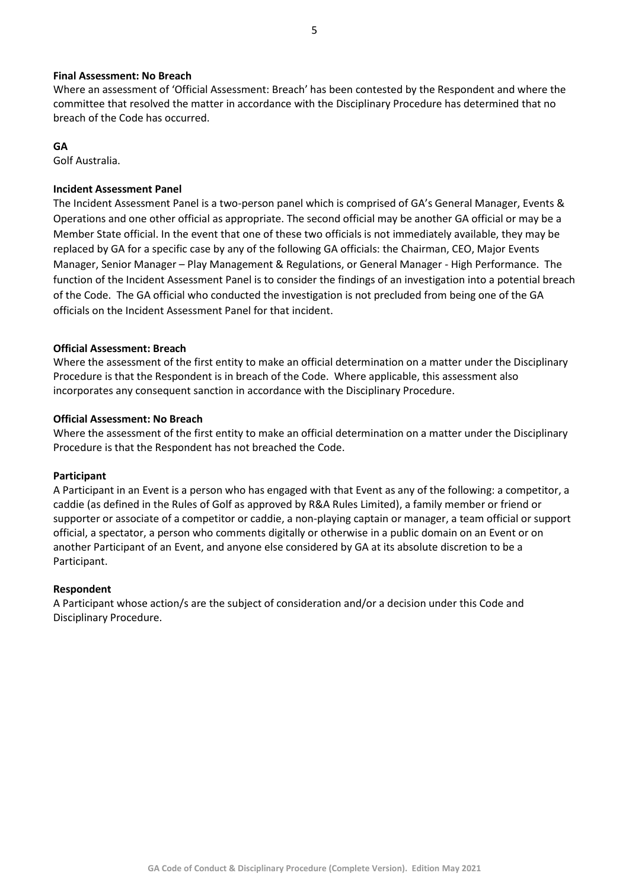**Final Assessment: No Breach**

Where an assessment of 'Official Assessment: Breach' has been contested by the Respondent and where the committee that resolved the matter in accordance with the Disciplinary Procedure has determined that no breach of the Code has occurred.

**GA**

Golf Australia.

**Incident Assessment Panel**

The Incident Assessment Panel is a two-person panel which is comprised of GA's General Manager, Events & Operations and one other official as appropriate. The second official may be another GA official or may be a Member State official. In the event that one of these two officials is not immediately available, they may be replaced by GA for a specific case by any of the following GA officials: the Chairman, CEO, Major Events Manager, Senior Manager – Play Management & Regulations, or General Manager - High Performance. The function of the Incident Assessment Panel is to consider the findings of an investigation into a potential breach of the Code. The GA official who conducted the investigation is not precluded from being one of the GA officials on the Incident Assessment Panel for that incident.

**Official Assessment: Breach**

Where the assessment of the first entity to make an official determination on a matter under the Disciplinary Procedure is that the Respondent is in breach of the Code. Where applicable, this assessment also incorporates any consequent sanction in accordance with the Disciplinary Procedure.

**Official Assessment: No Breach**

Where the assessment of the first entity to make an official determination on a matter under the Disciplinary Procedure is that the Respondent has not breached the Code.

**Participant**

A Participant in an Event is a person who has engaged with that Event as any of the following: a competitor, a caddie (as defined in the Rules of Golf as approved by R&A Rules Limited), a family member or friend or supporter or associate of a competitor or caddie, a non-playing captain or manager, a team official or support official, a spectator, a person who comments digitally or otherwise in a public domain on an Event or on another Participant of an Event, and anyone else considered by GA at its absolute discretion to be a Participant.

**Respondent**

A Participant whose action/s are the subject of consideration and/or a decision under this Code and Disciplinary Procedure.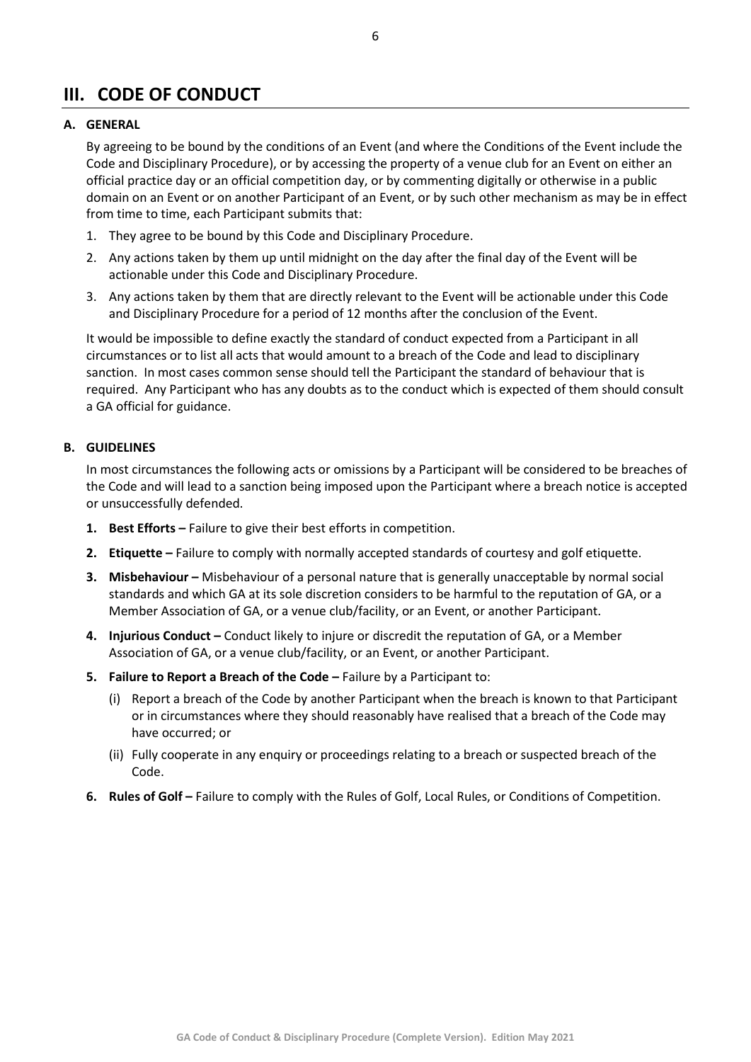# III. CODE OF CONDUCT

## A. GENERAL

By agreeing to be bound by the conditions of an Event (and where the Conditions of the Event include the Code and Disciplinary Procedure), or by accessing the property of a venue club for an Event on either an official practice day or an official competition day, or by commenting digitally or otherwise in a public domain on an Event or on another Participant of an Event, or by such other mechanism as may be in effect from time to time, each Participant submits that:

1. They agree to be bound by this Code and Disciplinary Procedure.
2. Any actions taken by them up until midnight on the day after the final day of the Event will be actionable under this Code and Disciplinary Procedure.
3. Any actions taken by them that are directly relevant to the Event will be actionable under this Code and Disciplinary Procedure for a period of 12 months after the conclusion of the Event.

It would be impossible to define exactly the standard of conduct expected from a Participant in all circumstances or to list all acts that would amount to a breach of the Code and lead to disciplinary sanction. In most cases common sense should tell the Participant the standard of behaviour that is required. Any Participant who has any doubts as to the conduct which is expected of them should consult a GA official for guidance.

## B. GUIDELINES

In most circumstances the following acts or omissions by a Participant will be considered to be breaches of the Code and will lead to a sanction being imposed upon the Participant where a breach notice is accepted or unsuccessfully defended.

1. **Best Efforts –** Failure to give their best efforts in competition.
2. **Etiquette –** Failure to comply with normally accepted standards of courtesy and golf etiquette.
3. **Misbehaviour –** Misbehaviour of a personal nature that is generally unacceptable by normal social standards and which GA at its sole discretion considers to be harmful to the reputation of GA, or a Member Association of GA, or a venue club/facility, or an Event, or another Participant.
4. **Injurious Conduct –** Conduct likely to injure or discredit the reputation of GA, or a Member Association of GA, or a venue club/facility, or an Event, or another Participant.
5. **Failure to Report a Breach of the Code –** Failure by a Participant to:
   (i) Report a breach of the Code by another Participant when the breach is known to that Participant or in circumstances where they should reasonably have realised that a breach of the Code may have occurred; or
   (ii) Fully cooperate in any enquiry or proceedings relating to a breach or suspected breach of the Code.
6. **Rules of Golf –** Failure to comply with the Rules of Golf, Local Rules, or Conditions of Competition.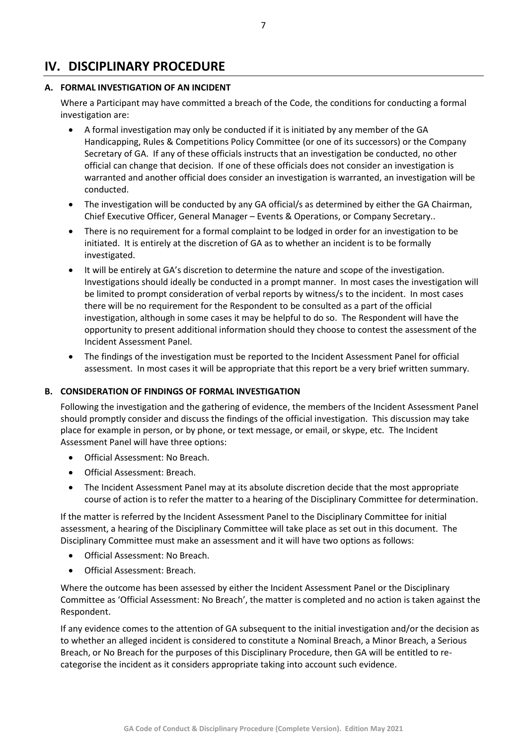# IV. DISCIPLINARY PROCEDURE

## A. FORMAL INVESTIGATION OF AN INCIDENT

Where a Participant may have committed a breach of the Code, the conditions for conducting a formal investigation are:

- A formal investigation may only be conducted if it is initiated by any member of the GA Handicapping, Rules & Competitions Policy Committee (or one of its successors) or the Company Secretary of GA. If any of these officials instructs that an investigation be conducted, no other official can change that decision. If one of these officials does not consider an investigation is warranted and another official does consider an investigation is warranted, an investigation will be conducted.
- The investigation will be conducted by any GA official/s as determined by either the GA Chairman, Chief Executive Officer, General Manager – Events & Operations, or Company Secretary..
- There is no requirement for a formal complaint to be lodged in order for an investigation to be initiated. It is entirely at the discretion of GA as to whether an incident is to be formally investigated.
- It will be entirely at GA's discretion to determine the nature and scope of the investigation. Investigations should ideally be conducted in a prompt manner. In most cases the investigation will be limited to prompt consideration of verbal reports by witness/s to the incident. In most cases there will be no requirement for the Respondent to be consulted as a part of the official investigation, although in some cases it may be helpful to do so. The Respondent will have the opportunity to present additional information should they choose to contest the assessment of the Incident Assessment Panel.
- The findings of the investigation must be reported to the Incident Assessment Panel for official assessment. In most cases it will be appropriate that this report be a very brief written summary.

## B. CONSIDERATION OF FINDINGS OF FORMAL INVESTIGATION

Following the investigation and the gathering of evidence, the members of the Incident Assessment Panel should promptly consider and discuss the findings of the official investigation. This discussion may take place for example in person, or by phone, or text message, or email, or skype, etc. The Incident Assessment Panel will have three options:

- Official Assessment: No Breach.
- Official Assessment: Breach.
- The Incident Assessment Panel may at its absolute discretion decide that the most appropriate course of action is to refer the matter to a hearing of the Disciplinary Committee for determination.

If the matter is referred by the Incident Assessment Panel to the Disciplinary Committee for initial assessment, a hearing of the Disciplinary Committee will take place as set out in this document. The Disciplinary Committee must make an assessment and it will have two options as follows:

- Official Assessment: No Breach.
- Official Assessment: Breach.

Where the outcome has been assessed by either the Incident Assessment Panel or the Disciplinary Committee as 'Official Assessment: No Breach', the matter is completed and no action is taken against the Respondent.

If any evidence comes to the attention of GA subsequent to the initial investigation and/or the decision as to whether an alleged incident is considered to constitute a Nominal Breach, a Minor Breach, a Serious Breach, or No Breach for the purposes of this Disciplinary Procedure, then GA will be entitled to re-categorise the incident as it considers appropriate taking into account such evidence.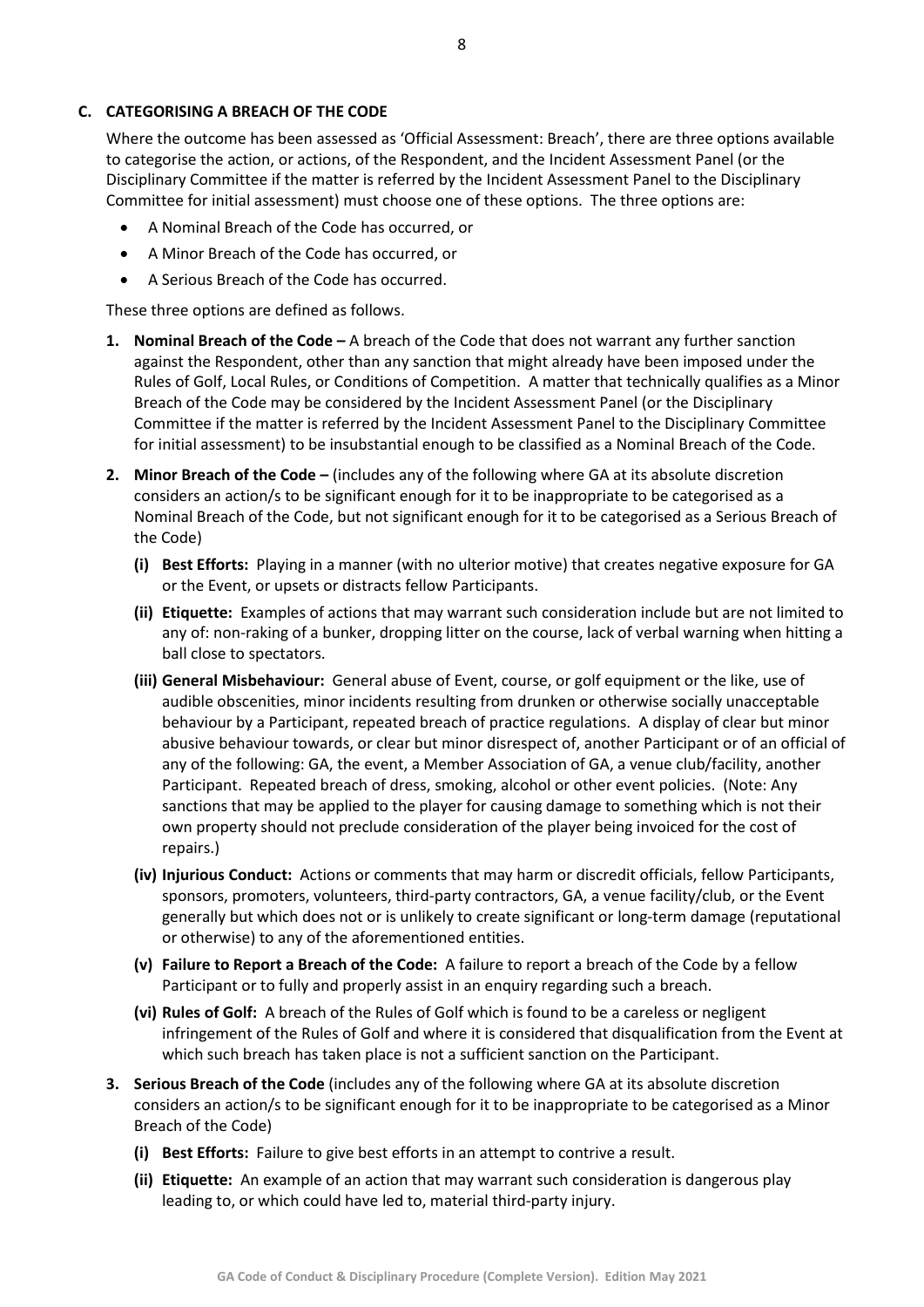## C. CATEGORISING A BREACH OF THE CODE

Where the outcome has been assessed as 'Official Assessment: Breach', there are three options available to categorise the action, or actions, of the Respondent, and the Incident Assessment Panel (or the Disciplinary Committee if the matter is referred by the Incident Assessment Panel to the Disciplinary Committee for initial assessment) must choose one of these options. The three options are:

- A Nominal Breach of the Code has occurred, or
- A Minor Breach of the Code has occurred, or
- A Serious Breach of the Code has occurred.

These three options are defined as follows.

1. **Nominal Breach of the Code –** A breach of the Code that does not warrant any further sanction against the Respondent, other than any sanction that might already have been imposed under the Rules of Golf, Local Rules, or Conditions of Competition. A matter that technically qualifies as a Minor Breach of the Code may be considered by the Incident Assessment Panel (or the Disciplinary Committee if the matter is referred by the Incident Assessment Panel to the Disciplinary Committee for initial assessment) to be insubstantial enough to be classified as a Nominal Breach of the Code.

2. **Minor Breach of the Code –** (includes any of the following where GA at its absolute discretion considers an action/s to be significant enough for it to be inappropriate to be categorised as a Nominal Breach of the Code, but not significant enough for it to be categorised as a Serious Breach of the Code)

   **(i) Best Efforts:** Playing in a manner (with no ulterior motive) that creates negative exposure for GA or the Event, or upsets or distracts fellow Participants.

   **(ii) Etiquette:** Examples of actions that may warrant such consideration include but are not limited to any of: non-raking of a bunker, dropping litter on the course, lack of verbal warning when hitting a ball close to spectators.

   **(iii) General Misbehaviour:** General abuse of Event, course, or golf equipment or the like, use of audible obscenities, minor incidents resulting from drunken or otherwise socially unacceptable behaviour by a Participant, repeated breach of practice regulations. A display of clear but minor abusive behaviour towards, or clear but minor disrespect of, another Participant or of an official of any of the following: GA, the event, a Member Association of GA, a venue club/facility, another Participant. Repeated breach of dress, smoking, alcohol or other event policies. (Note: Any sanctions that may be applied to the player for causing damage to something which is not their own property should not preclude consideration of the player being invoiced for the cost of repairs.)

   **(iv) Injurious Conduct:** Actions or comments that may harm or discredit officials, fellow Participants, sponsors, promoters, volunteers, third-party contractors, GA, a venue facility/club, or the Event generally but which does not or is unlikely to create significant or long-term damage (reputational or otherwise) to any of the aforementioned entities.

   **(v) Failure to Report a Breach of the Code:** A failure to report a breach of the Code by a fellow Participant or to fully and properly assist in an enquiry regarding such a breach.

   **(vi) Rules of Golf:** A breach of the Rules of Golf which is found to be a careless or negligent infringement of the Rules of Golf and where it is considered that disqualification from the Event at which such breach has taken place is not a sufficient sanction on the Participant.

3. **Serious Breach of the Code** (includes any of the following where GA at its absolute discretion considers an action/s to be significant enough for it to be inappropriate to be categorised as a Minor Breach of the Code)

   **(i) Best Efforts:** Failure to give best efforts in an attempt to contrive a result.

   **(ii) Etiquette:** An example of an action that may warrant such consideration is dangerous play leading to, or which could have led to, material third-party injury.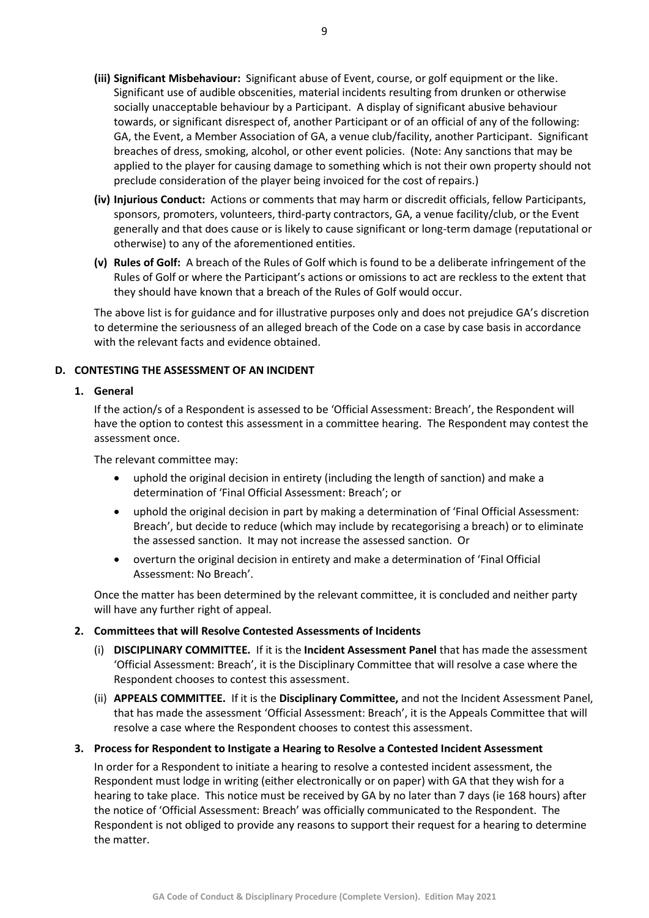- **(iii) Significant Misbehaviour:** Significant abuse of Event, course, or golf equipment or the like. Significant use of audible obscenities, material incidents resulting from drunken or otherwise socially unacceptable behaviour by a Participant. A display of significant abusive behaviour towards, or significant disrespect of, another Participant or of an official of any of the following: GA, the Event, a Member Association of GA, a venue club/facility, another Participant. Significant breaches of dress, smoking, alcohol, or other event policies. (Note: Any sanctions that may be applied to the player for causing damage to something which is not their own property should not preclude consideration of the player being invoiced for the cost of repairs.)
- **(iv) Injurious Conduct:** Actions or comments that may harm or discredit officials, fellow Participants, sponsors, promoters, volunteers, third-party contractors, GA, a venue facility/club, or the Event generally and that does cause or is likely to cause significant or long-term damage (reputational or otherwise) to any of the aforementioned entities.
- **(v) Rules of Golf:** A breach of the Rules of Golf which is found to be a deliberate infringement of the Rules of Golf or where the Participant's actions or omissions to act are reckless to the extent that they should have known that a breach of the Rules of Golf would occur.

The above list is for guidance and for illustrative purposes only and does not prejudice GA's discretion to determine the seriousness of an alleged breach of the Code on a case by case basis in accordance with the relevant facts and evidence obtained.

## D. CONTESTING THE ASSESSMENT OF AN INCIDENT

### 1. General

If the action/s of a Respondent is assessed to be 'Official Assessment: Breach', the Respondent will have the option to contest this assessment in a committee hearing. The Respondent may contest the assessment once.

The relevant committee may:

- uphold the original decision in entirety (including the length of sanction) and make a determination of 'Final Official Assessment: Breach'; or
- uphold the original decision in part by making a determination of 'Final Official Assessment: Breach', but decide to reduce (which may include by recategorising a breach) or to eliminate the assessed sanction. It may not increase the assessed sanction. Or
- overturn the original decision in entirety and make a determination of 'Final Official Assessment: No Breach'.

Once the matter has been determined by the relevant committee, it is concluded and neither party will have any further right of appeal.

### 2. Committees that will Resolve Contested Assessments of Incidents

(i) **DISCIPLINARY COMMITTEE.** If it is the **Incident Assessment Panel** that has made the assessment 'Official Assessment: Breach', it is the Disciplinary Committee that will resolve a case where the Respondent chooses to contest this assessment.

(ii) **APPEALS COMMITTEE.** If it is the **Disciplinary Committee,** and not the Incident Assessment Panel, that has made the assessment 'Official Assessment: Breach', it is the Appeals Committee that will resolve a case where the Respondent chooses to contest this assessment.

### 3. Process for Respondent to Instigate a Hearing to Resolve a Contested Incident Assessment

In order for a Respondent to initiate a hearing to resolve a contested incident assessment, the Respondent must lodge in writing (either electronically or on paper) with GA that they wish for a hearing to take place. This notice must be received by GA by no later than 7 days (ie 168 hours) after the notice of 'Official Assessment: Breach' was officially communicated to the Respondent. The Respondent is not obliged to provide any reasons to support their request for a hearing to determine the matter.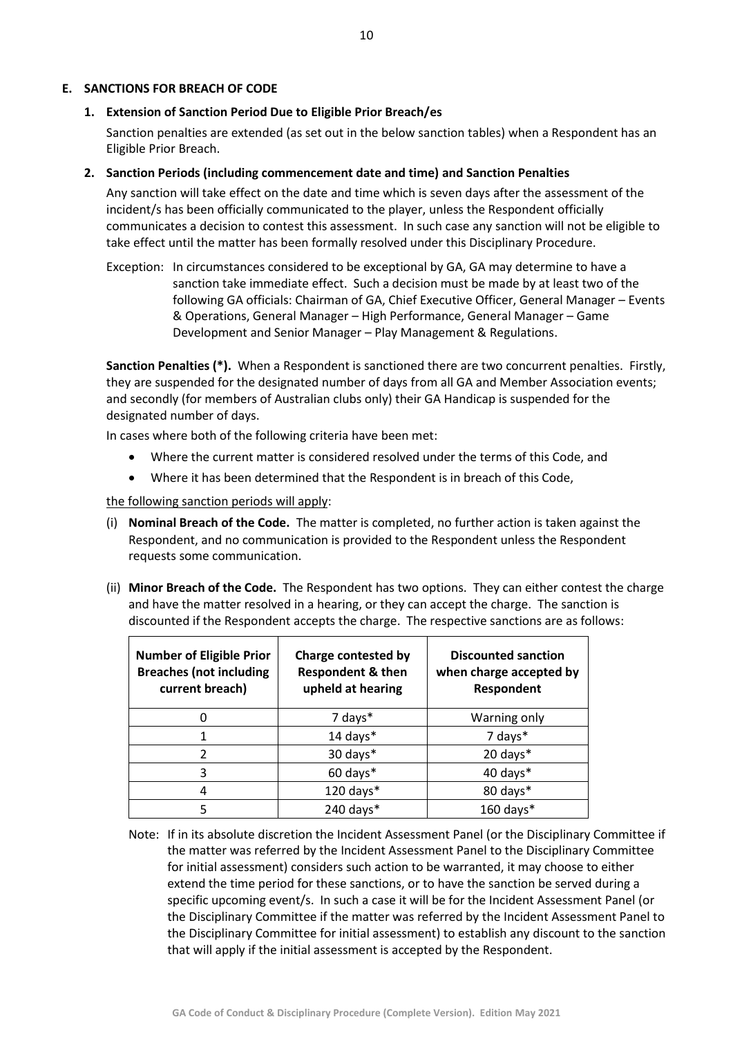## E. SANCTIONS FOR BREACH OF CODE

### 1. Extension of Sanction Period Due to Eligible Prior Breach/es

Sanction penalties are extended (as set out in the below sanction tables) when a Respondent has an Eligible Prior Breach.

### 2. Sanction Periods (including commencement date and time) and Sanction Penalties

Any sanction will take effect on the date and time which is seven days after the assessment of the incident/s has been officially communicated to the player, unless the Respondent officially communicates a decision to contest this assessment. In such case any sanction will not be eligible to take effect until the matter has been formally resolved under this Disciplinary Procedure.

Exception: In circumstances considered to be exceptional by GA, GA may determine to have a sanction take immediate effect. Such a decision must be made by at least two of the following GA officials: Chairman of GA, Chief Executive Officer, General Manager – Events & Operations, General Manager – High Performance, General Manager – Game Development and Senior Manager – Play Management & Regulations.

**Sanction Penalties (*).** When a Respondent is sanctioned there are two concurrent penalties. Firstly, they are suspended for the designated number of days from all GA and Member Association events; and secondly (for members of Australian clubs only) their GA Handicap is suspended for the designated number of days.

In cases where both of the following criteria have been met:

- Where the current matter is considered resolved under the terms of this Code, and
- Where it has been determined that the Respondent is in breach of this Code,

the following sanction periods will apply:

(i) **Nominal Breach of the Code.** The matter is completed, no further action is taken against the Respondent, and no communication is provided to the Respondent unless the Respondent requests some communication.

(ii) **Minor Breach of the Code.** The Respondent has two options. They can either contest the charge and have the matter resolved in a hearing, or they can accept the charge. The sanction is discounted if the Respondent accepts the charge. The respective sanctions are as follows:

| Number of Eligible Prior Breaches (not including current breach) | Charge contested by Respondent & then upheld at hearing | Discounted sanction when charge accepted by Respondent |
|---|---|---|
| 0 | 7 days* | Warning only |
| 1 | 14 days* | 7 days* |
| 2 | 30 days* | 20 days* |
| 3 | 60 days* | 40 days* |
| 4 | 120 days* | 80 days* |
| 5 | 240 days* | 160 days* |

Note: If in its absolute discretion the Incident Assessment Panel (or the Disciplinary Committee if the matter was referred by the Incident Assessment Panel to the Disciplinary Committee for initial assessment) considers such action to be warranted, it may choose to either extend the time period for these sanctions, or to have the sanction be served during a specific upcoming event/s. In such a case it will be for the Incident Assessment Panel (or the Disciplinary Committee if the matter was referred by the Incident Assessment Panel to the Disciplinary Committee for initial assessment) to establish any discount to the sanction that will apply if the initial assessment is accepted by the Respondent.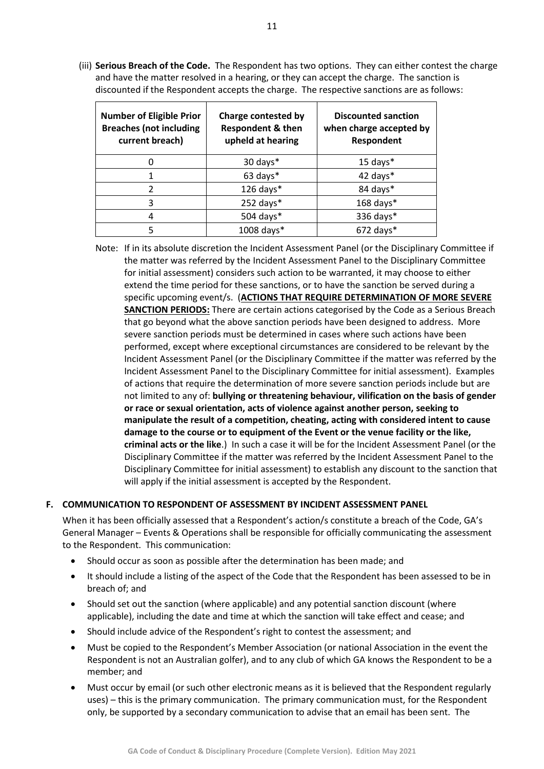(iii) **Serious Breach of the Code.** The Respondent has two options. They can either contest the charge and have the matter resolved in a hearing, or they can accept the charge. The sanction is discounted if the Respondent accepts the charge. The respective sanctions are as follows:

| Number of Eligible Prior Breaches (not including current breach) | Charge contested by Respondent & then upheld at hearing | Discounted sanction when charge accepted by Respondent |
|---|---|---|
| 0 | 30 days* | 15 days* |
| 1 | 63 days* | 42 days* |
| 2 | 126 days* | 84 days* |
| 3 | 252 days* | 168 days* |
| 4 | 504 days* | 336 days* |
| 5 | 1008 days* | 672 days* |

Note: If in its absolute discretion the Incident Assessment Panel (or the Disciplinary Committee if the matter was referred by the Incident Assessment Panel to the Disciplinary Committee for initial assessment) considers such action to be warranted, it may choose to either extend the time period for these sanctions, or to have the sanction be served during a specific upcoming event/s. (**<u>ACTIONS THAT REQUIRE DETERMINATION OF MORE SEVERE SANCTION PERIODS:</u>** There are certain actions categorised by the Code as a Serious Breach that go beyond what the above sanction periods have been designed to address. More severe sanction periods must be determined in cases where such actions have been performed, except where exceptional circumstances are considered to be relevant by the Incident Assessment Panel (or the Disciplinary Committee if the matter was referred by the Incident Assessment Panel to the Disciplinary Committee for initial assessment). Examples of actions that require the determination of more severe sanction periods include but are not limited to any of: **bullying or threatening behaviour, vilification on the basis of gender or race or sexual orientation, acts of violence against another person, seeking to manipulate the result of a competition, cheating, acting with considered intent to cause damage to the course or to equipment of the Event or the venue facility or the like, criminal acts or the like**.) In such a case it will be for the Incident Assessment Panel (or the Disciplinary Committee if the matter was referred by the Incident Assessment Panel to the Disciplinary Committee for initial assessment) to establish any discount to the sanction that will apply if the initial assessment is accepted by the Respondent.

## F. COMMUNICATION TO RESPONDENT OF ASSESSMENT BY INCIDENT ASSESSMENT PANEL

When it has been officially assessed that a Respondent's action/s constitute a breach of the Code, GA's General Manager – Events & Operations shall be responsible for officially communicating the assessment to the Respondent. This communication:

- Should occur as soon as possible after the determination has been made; and
- It should include a listing of the aspect of the Code that the Respondent has been assessed to be in breach of; and
- Should set out the sanction (where applicable) and any potential sanction discount (where applicable), including the date and time at which the sanction will take effect and cease; and
- Should include advice of the Respondent's right to contest the assessment; and
- Must be copied to the Respondent's Member Association (or national Association in the event the Respondent is not an Australian golfer), and to any club of which GA knows the Respondent to be a member; and
- Must occur by email (or such other electronic means as it is believed that the Respondent regularly uses) – this is the primary communication. The primary communication must, for the Respondent only, be supported by a secondary communication to advise that an email has been sent. The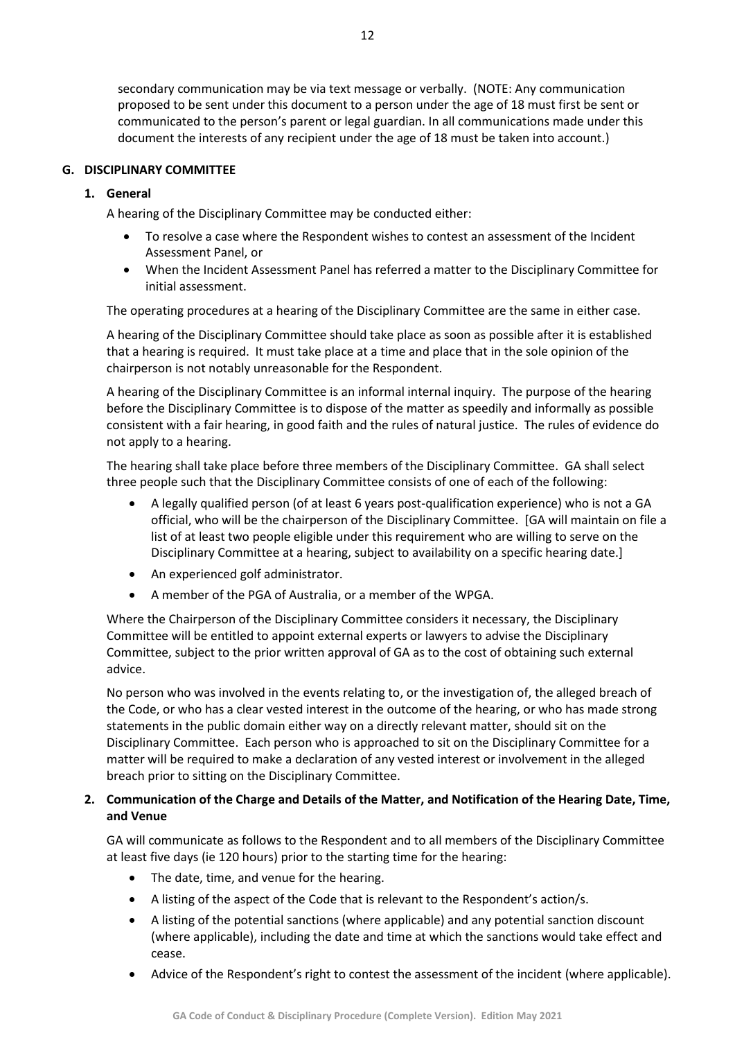secondary communication may be via text message or verbally. (NOTE: Any communication proposed to be sent under this document to a person under the age of 18 must first be sent or communicated to the person's parent or legal guardian. In all communications made under this document the interests of any recipient under the age of 18 must be taken into account.)

## G. DISCIPLINARY COMMITTEE

### 1. General

A hearing of the Disciplinary Committee may be conducted either:

- To resolve a case where the Respondent wishes to contest an assessment of the Incident Assessment Panel, or
- When the Incident Assessment Panel has referred a matter to the Disciplinary Committee for initial assessment.

The operating procedures at a hearing of the Disciplinary Committee are the same in either case.

A hearing of the Disciplinary Committee should take place as soon as possible after it is established that a hearing is required. It must take place at a time and place that in the sole opinion of the chairperson is not notably unreasonable for the Respondent.

A hearing of the Disciplinary Committee is an informal internal inquiry. The purpose of the hearing before the Disciplinary Committee is to dispose of the matter as speedily and informally as possible consistent with a fair hearing, in good faith and the rules of natural justice. The rules of evidence do not apply to a hearing.

The hearing shall take place before three members of the Disciplinary Committee. GA shall select three people such that the Disciplinary Committee consists of one of each of the following:

- A legally qualified person (of at least 6 years post-qualification experience) who is not a GA official, who will be the chairperson of the Disciplinary Committee. [GA will maintain on file a list of at least two people eligible under this requirement who are willing to serve on the Disciplinary Committee at a hearing, subject to availability on a specific hearing date.]
- An experienced golf administrator.
- A member of the PGA of Australia, or a member of the WPGA.

Where the Chairperson of the Disciplinary Committee considers it necessary, the Disciplinary Committee will be entitled to appoint external experts or lawyers to advise the Disciplinary Committee, subject to the prior written approval of GA as to the cost of obtaining such external advice.

No person who was involved in the events relating to, or the investigation of, the alleged breach of the Code, or who has a clear vested interest in the outcome of the hearing, or who has made strong statements in the public domain either way on a directly relevant matter, should sit on the Disciplinary Committee. Each person who is approached to sit on the Disciplinary Committee for a matter will be required to make a declaration of any vested interest or involvement in the alleged breach prior to sitting on the Disciplinary Committee.

### 2. Communication of the Charge and Details of the Matter, and Notification of the Hearing Date, Time, and Venue

GA will communicate as follows to the Respondent and to all members of the Disciplinary Committee at least five days (ie 120 hours) prior to the starting time for the hearing:

- The date, time, and venue for the hearing.
- A listing of the aspect of the Code that is relevant to the Respondent's action/s.
- A listing of the potential sanctions (where applicable) and any potential sanction discount (where applicable), including the date and time at which the sanctions would take effect and cease.
- Advice of the Respondent's right to contest the assessment of the incident (where applicable).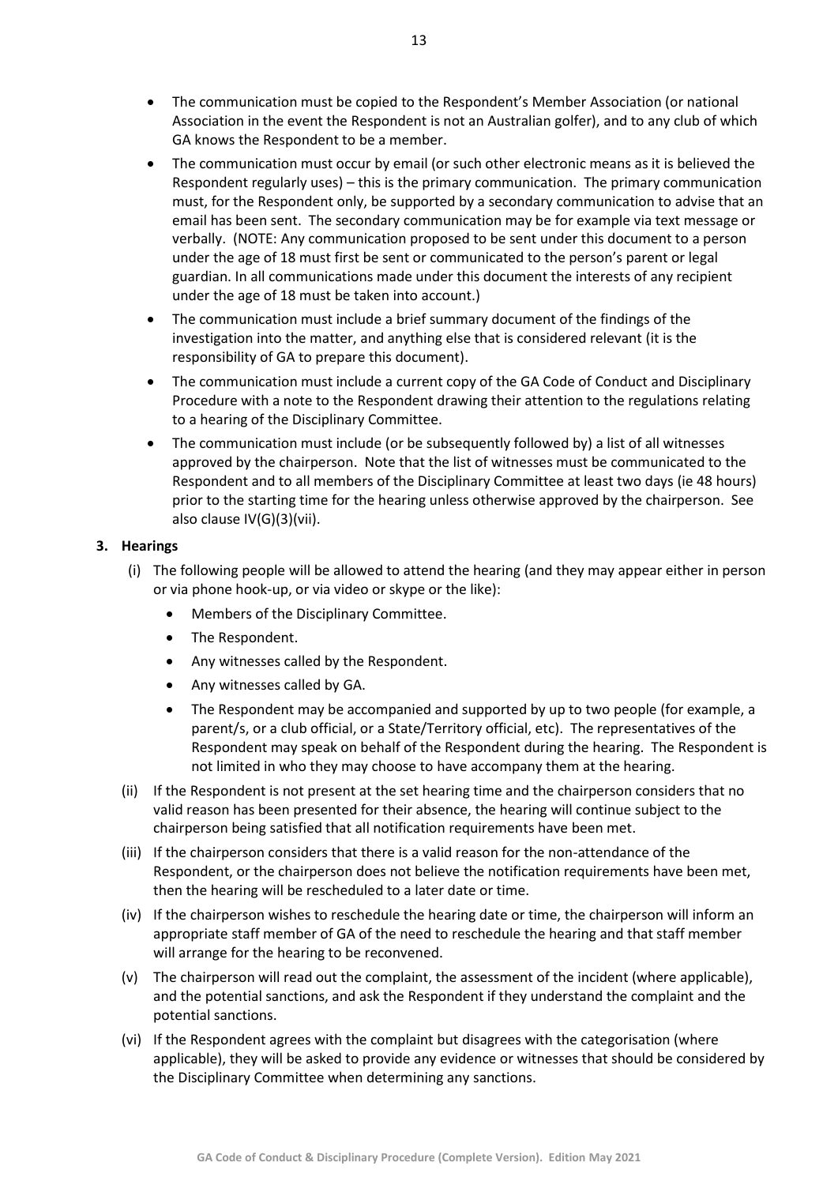- The communication must be copied to the Respondent's Member Association (or national Association in the event the Respondent is not an Australian golfer), and to any club of which GA knows the Respondent to be a member.
- The communication must occur by email (or such other electronic means as it is believed the Respondent regularly uses) – this is the primary communication. The primary communication must, for the Respondent only, be supported by a secondary communication to advise that an email has been sent. The secondary communication may be for example via text message or verbally. (NOTE: Any communication proposed to be sent under this document to a person under the age of 18 must first be sent or communicated to the person's parent or legal guardian. In all communications made under this document the interests of any recipient under the age of 18 must be taken into account.)
- The communication must include a brief summary document of the findings of the investigation into the matter, and anything else that is considered relevant (it is the responsibility of GA to prepare this document).
- The communication must include a current copy of the GA Code of Conduct and Disciplinary Procedure with a note to the Respondent drawing their attention to the regulations relating to a hearing of the Disciplinary Committee.
- The communication must include (or be subsequently followed by) a list of all witnesses approved by the chairperson. Note that the list of witnesses must be communicated to the Respondent and to all members of the Disciplinary Committee at least two days (ie 48 hours) prior to the starting time for the hearing unless otherwise approved by the chairperson. See also clause IV(G)(3)(vii).

**3. Hearings**

(i) The following people will be allowed to attend the hearing (and they may appear either in person or via phone hook-up, or via video or skype or the like):

- Members of the Disciplinary Committee.
- The Respondent.
- Any witnesses called by the Respondent.
- Any witnesses called by GA.
- The Respondent may be accompanied and supported by up to two people (for example, a parent/s, or a club official, or a State/Territory official, etc). The representatives of the Respondent may speak on behalf of the Respondent during the hearing. The Respondent is not limited in who they may choose to have accompany them at the hearing.

(ii) If the Respondent is not present at the set hearing time and the chairperson considers that no valid reason has been presented for their absence, the hearing will continue subject to the chairperson being satisfied that all notification requirements have been met.

(iii) If the chairperson considers that there is a valid reason for the non-attendance of the Respondent, or the chairperson does not believe the notification requirements have been met, then the hearing will be rescheduled to a later date or time.

(iv) If the chairperson wishes to reschedule the hearing date or time, the chairperson will inform an appropriate staff member of GA of the need to reschedule the hearing and that staff member will arrange for the hearing to be reconvened.

(v) The chairperson will read out the complaint, the assessment of the incident (where applicable), and the potential sanctions, and ask the Respondent if they understand the complaint and the potential sanctions.

(vi) If the Respondent agrees with the complaint but disagrees with the categorisation (where applicable), they will be asked to provide any evidence or witnesses that should be considered by the Disciplinary Committee when determining any sanctions.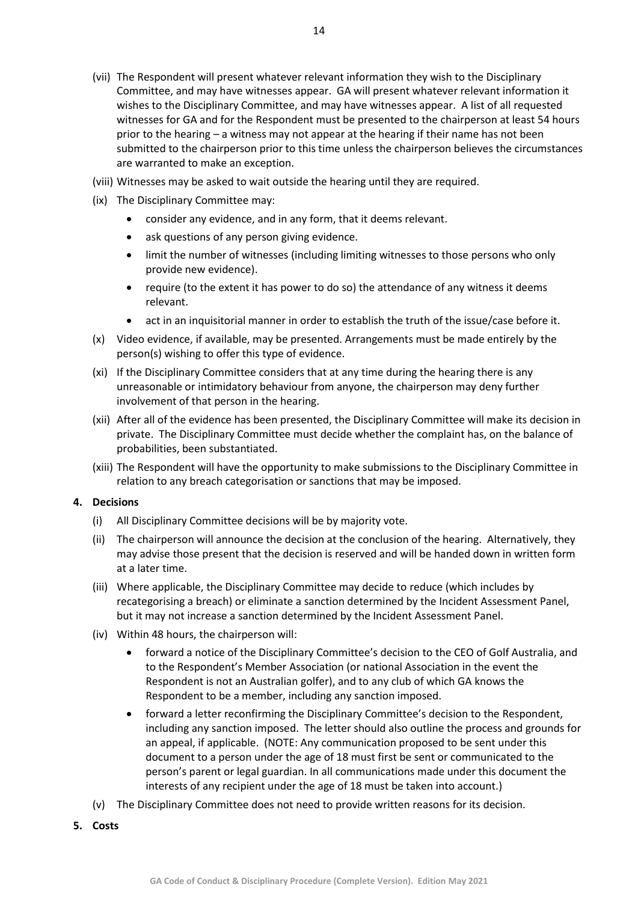(vii) The Respondent will present whatever relevant information they wish to the Disciplinary Committee, and may have witnesses appear. GA will present whatever relevant information it wishes to the Disciplinary Committee, and may have witnesses appear. A list of all requested witnesses for GA and for the Respondent must be presented to the chairperson at least 54 hours prior to the hearing – a witness may not appear at the hearing if their name has not been submitted to the chairperson prior to this time unless the chairperson believes the circumstances are warranted to make an exception.

(viii) Witnesses may be asked to wait outside the hearing until they are required.

(ix) The Disciplinary Committee may:

- consider any evidence, and in any form, that it deems relevant.
- ask questions of any person giving evidence.
- limit the number of witnesses (including limiting witnesses to those persons who only provide new evidence).
- require (to the extent it has power to do so) the attendance of any witness it deems relevant.
- act in an inquisitorial manner in order to establish the truth of the issue/case before it.

(x) Video evidence, if available, may be presented. Arrangements must be made entirely by the person(s) wishing to offer this type of evidence.

(xi) If the Disciplinary Committee considers that at any time during the hearing there is any unreasonable or intimidatory behaviour from anyone, the chairperson may deny further involvement of that person in the hearing.

(xii) After all of the evidence has been presented, the Disciplinary Committee will make its decision in private. The Disciplinary Committee must decide whether the complaint has, on the balance of probabilities, been substantiated.

(xiii) The Respondent will have the opportunity to make submissions to the Disciplinary Committee in relation to any breach categorisation or sanctions that may be imposed.

**4. Decisions**

(i) All Disciplinary Committee decisions will be by majority vote.

(ii) The chairperson will announce the decision at the conclusion of the hearing. Alternatively, they may advise those present that the decision is reserved and will be handed down in written form at a later time.

(iii) Where applicable, the Disciplinary Committee may decide to reduce (which includes by recategorising a breach) or eliminate a sanction determined by the Incident Assessment Panel, but it may not increase a sanction determined by the Incident Assessment Panel.

(iv) Within 48 hours, the chairperson will:

- forward a notice of the Disciplinary Committee's decision to the CEO of Golf Australia, and to the Respondent's Member Association (or national Association in the event the Respondent is not an Australian golfer), and to any club of which GA knows the Respondent to be a member, including any sanction imposed.
- forward a letter reconfirming the Disciplinary Committee's decision to the Respondent, including any sanction imposed. The letter should also outline the process and grounds for an appeal, if applicable. (NOTE: Any communication proposed to be sent under this document to a person under the age of 18 must first be sent or communicated to the person's parent or legal guardian. In all communications made under this document the interests of any recipient under the age of 18 must be taken into account.)

(v) The Disciplinary Committee does not need to provide written reasons for its decision.

**5. Costs**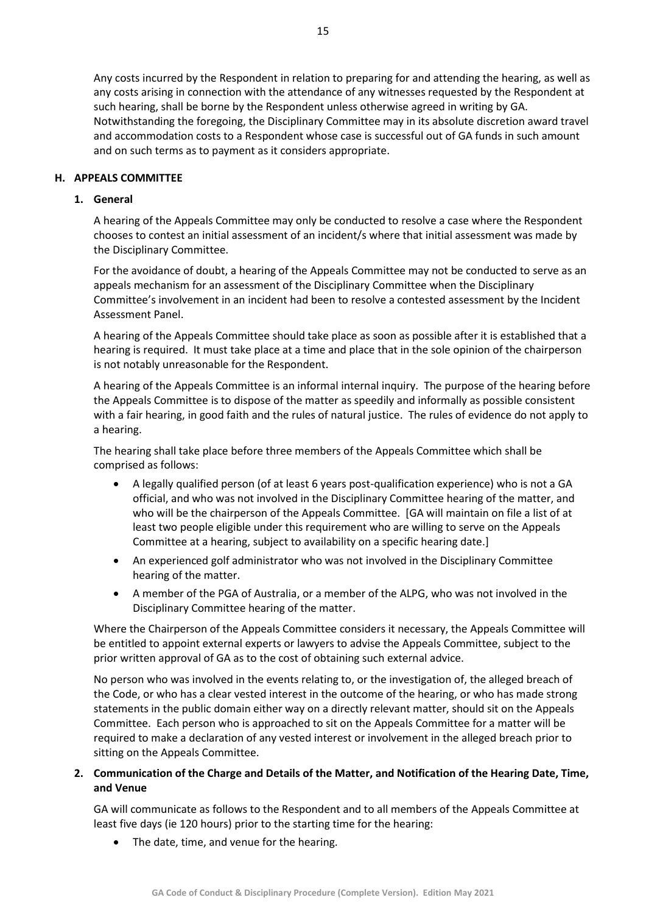Any costs incurred by the Respondent in relation to preparing for and attending the hearing, as well as any costs arising in connection with the attendance of any witnesses requested by the Respondent at such hearing, shall be borne by the Respondent unless otherwise agreed in writing by GA. Notwithstanding the foregoing, the Disciplinary Committee may in its absolute discretion award travel and accommodation costs to a Respondent whose case is successful out of GA funds in such amount and on such terms as to payment as it considers appropriate.

## H. APPEALS COMMITTEE

### 1. General

A hearing of the Appeals Committee may only be conducted to resolve a case where the Respondent chooses to contest an initial assessment of an incident/s where that initial assessment was made by the Disciplinary Committee.

For the avoidance of doubt, a hearing of the Appeals Committee may not be conducted to serve as an appeals mechanism for an assessment of the Disciplinary Committee when the Disciplinary Committee's involvement in an incident had been to resolve a contested assessment by the Incident Assessment Panel.

A hearing of the Appeals Committee should take place as soon as possible after it is established that a hearing is required. It must take place at a time and place that in the sole opinion of the chairperson is not notably unreasonable for the Respondent.

A hearing of the Appeals Committee is an informal internal inquiry. The purpose of the hearing before the Appeals Committee is to dispose of the matter as speedily and informally as possible consistent with a fair hearing, in good faith and the rules of natural justice. The rules of evidence do not apply to a hearing.

The hearing shall take place before three members of the Appeals Committee which shall be comprised as follows:

- A legally qualified person (of at least 6 years post-qualification experience) who is not a GA official, and who was not involved in the Disciplinary Committee hearing of the matter, and who will be the chairperson of the Appeals Committee. [GA will maintain on file a list of at least two people eligible under this requirement who are willing to serve on the Appeals Committee at a hearing, subject to availability on a specific hearing date.]
- An experienced golf administrator who was not involved in the Disciplinary Committee hearing of the matter.
- A member of the PGA of Australia, or a member of the ALPG, who was not involved in the Disciplinary Committee hearing of the matter.

Where the Chairperson of the Appeals Committee considers it necessary, the Appeals Committee will be entitled to appoint external experts or lawyers to advise the Appeals Committee, subject to the prior written approval of GA as to the cost of obtaining such external advice.

No person who was involved in the events relating to, or the investigation of, the alleged breach of the Code, or who has a clear vested interest in the outcome of the hearing, or who has made strong statements in the public domain either way on a directly relevant matter, should sit on the Appeals Committee. Each person who is approached to sit on the Appeals Committee for a matter will be required to make a declaration of any vested interest or involvement in the alleged breach prior to sitting on the Appeals Committee.

### 2. Communication of the Charge and Details of the Matter, and Notification of the Hearing Date, Time, and Venue

GA will communicate as follows to the Respondent and to all members of the Appeals Committee at least five days (ie 120 hours) prior to the starting time for the hearing:

- The date, time, and venue for the hearing.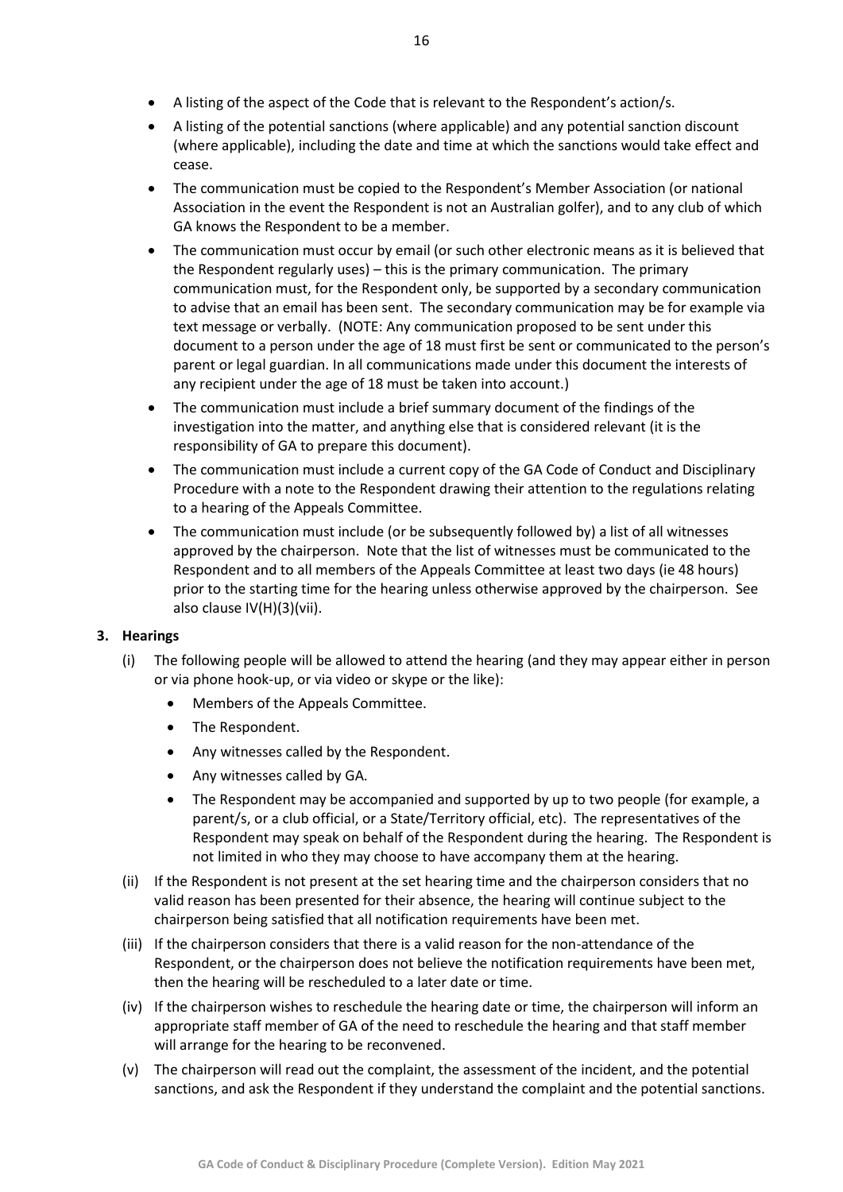- A listing of the aspect of the Code that is relevant to the Respondent's action/s.
- A listing of the potential sanctions (where applicable) and any potential sanction discount (where applicable), including the date and time at which the sanctions would take effect and cease.
- The communication must be copied to the Respondent's Member Association (or national Association in the event the Respondent is not an Australian golfer), and to any club of which GA knows the Respondent to be a member.
- The communication must occur by email (or such other electronic means as it is believed that the Respondent regularly uses) – this is the primary communication. The primary communication must, for the Respondent only, be supported by a secondary communication to advise that an email has been sent. The secondary communication may be for example via text message or verbally. (NOTE: Any communication proposed to be sent under this document to a person under the age of 18 must first be sent or communicated to the person's parent or legal guardian. In all communications made under this document the interests of any recipient under the age of 18 must be taken into account.)
- The communication must include a brief summary document of the findings of the investigation into the matter, and anything else that is considered relevant (it is the responsibility of GA to prepare this document).
- The communication must include a current copy of the GA Code of Conduct and Disciplinary Procedure with a note to the Respondent drawing their attention to the regulations relating to a hearing of the Appeals Committee.
- The communication must include (or be subsequently followed by) a list of all witnesses approved by the chairperson. Note that the list of witnesses must be communicated to the Respondent and to all members of the Appeals Committee at least two days (ie 48 hours) prior to the starting time for the hearing unless otherwise approved by the chairperson. See also clause IV(H)(3)(vii).

**3. Hearings**

(i) The following people will be allowed to attend the hearing (and they may appear either in person or via phone hook-up, or via video or skype or the like):

- Members of the Appeals Committee.
- The Respondent.
- Any witnesses called by the Respondent.
- Any witnesses called by GA.
- The Respondent may be accompanied and supported by up to two people (for example, a parent/s, or a club official, or a State/Territory official, etc). The representatives of the Respondent may speak on behalf of the Respondent during the hearing. The Respondent is not limited in who they may choose to have accompany them at the hearing.

(ii) If the Respondent is not present at the set hearing time and the chairperson considers that no valid reason has been presented for their absence, the hearing will continue subject to the chairperson being satisfied that all notification requirements have been met.

(iii) If the chairperson considers that there is a valid reason for the non-attendance of the Respondent, or the chairperson does not believe the notification requirements have been met, then the hearing will be rescheduled to a later date or time.

(iv) If the chairperson wishes to reschedule the hearing date or time, the chairperson will inform an appropriate staff member of GA of the need to reschedule the hearing and that staff member will arrange for the hearing to be reconvened.

(v) The chairperson will read out the complaint, the assessment of the incident, and the potential sanctions, and ask the Respondent if they understand the complaint and the potential sanctions.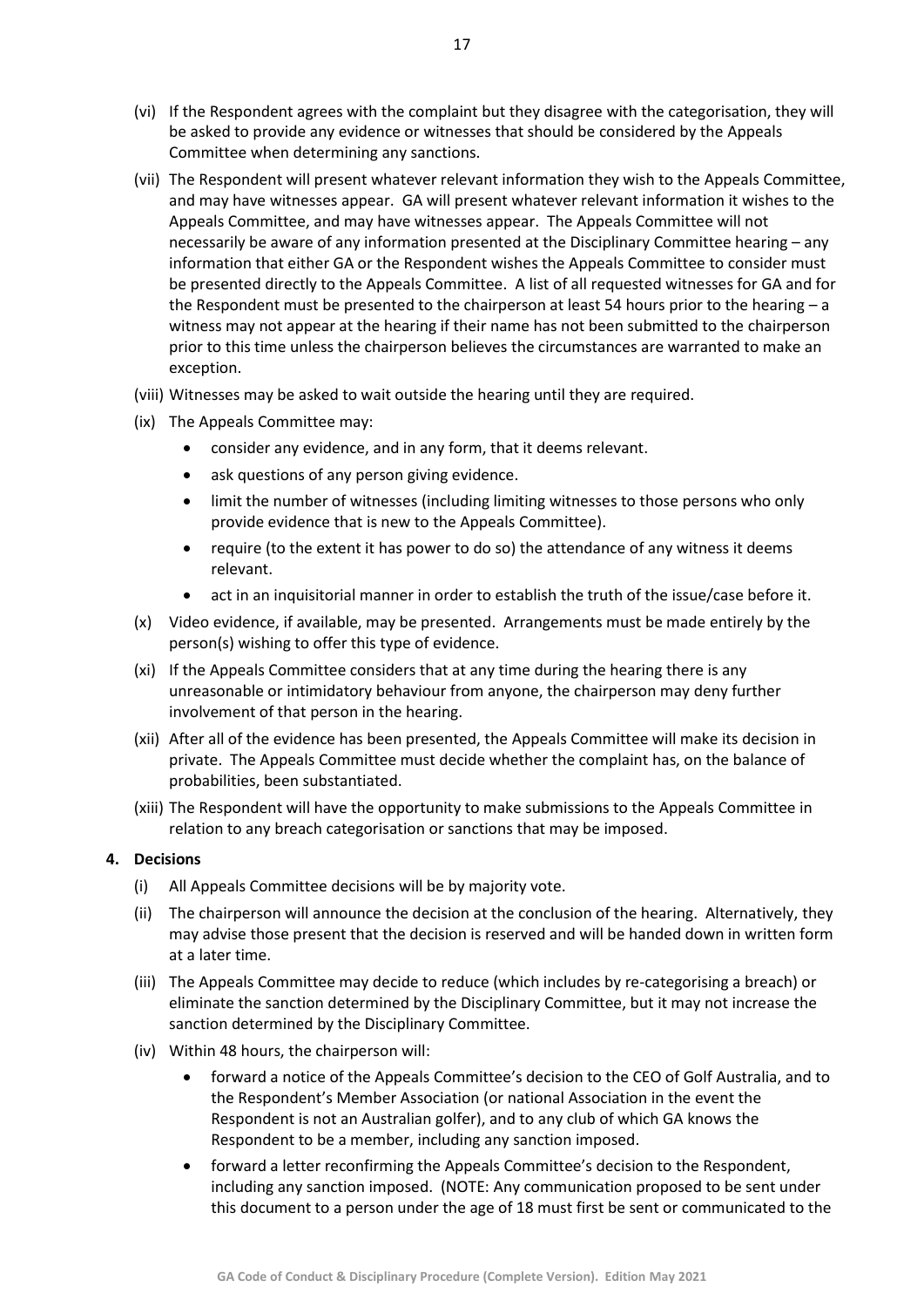(vi) If the Respondent agrees with the complaint but they disagree with the categorisation, they will be asked to provide any evidence or witnesses that should be considered by the Appeals Committee when determining any sanctions.

(vii) The Respondent will present whatever relevant information they wish to the Appeals Committee, and may have witnesses appear. GA will present whatever relevant information it wishes to the Appeals Committee, and may have witnesses appear. The Appeals Committee will not necessarily be aware of any information presented at the Disciplinary Committee hearing – any information that either GA or the Respondent wishes the Appeals Committee to consider must be presented directly to the Appeals Committee. A list of all requested witnesses for GA and for the Respondent must be presented to the chairperson at least 54 hours prior to the hearing – a witness may not appear at the hearing if their name has not been submitted to the chairperson prior to this time unless the chairperson believes the circumstances are warranted to make an exception.

(viii) Witnesses may be asked to wait outside the hearing until they are required.

(ix) The Appeals Committee may:

- consider any evidence, and in any form, that it deems relevant.
- ask questions of any person giving evidence.
- limit the number of witnesses (including limiting witnesses to those persons who only provide evidence that is new to the Appeals Committee).
- require (to the extent it has power to do so) the attendance of any witness it deems relevant.
- act in an inquisitorial manner in order to establish the truth of the issue/case before it.

(x) Video evidence, if available, may be presented. Arrangements must be made entirely by the person(s) wishing to offer this type of evidence.

(xi) If the Appeals Committee considers that at any time during the hearing there is any unreasonable or intimidatory behaviour from anyone, the chairperson may deny further involvement of that person in the hearing.

(xii) After all of the evidence has been presented, the Appeals Committee will make its decision in private. The Appeals Committee must decide whether the complaint has, on the balance of probabilities, been substantiated.

(xiii) The Respondent will have the opportunity to make submissions to the Appeals Committee in relation to any breach categorisation or sanctions that may be imposed.

**4. Decisions**

(i) All Appeals Committee decisions will be by majority vote.

(ii) The chairperson will announce the decision at the conclusion of the hearing. Alternatively, they may advise those present that the decision is reserved and will be handed down in written form at a later time.

(iii) The Appeals Committee may decide to reduce (which includes by re-categorising a breach) or eliminate the sanction determined by the Disciplinary Committee, but it may not increase the sanction determined by the Disciplinary Committee.

(iv) Within 48 hours, the chairperson will:

- forward a notice of the Appeals Committee's decision to the CEO of Golf Australia, and to the Respondent's Member Association (or national Association in the event the Respondent is not an Australian golfer), and to any club of which GA knows the Respondent to be a member, including any sanction imposed.
- forward a letter reconfirming the Appeals Committee's decision to the Respondent, including any sanction imposed. (NOTE: Any communication proposed to be sent under this document to a person under the age of 18 must first be sent or communicated to the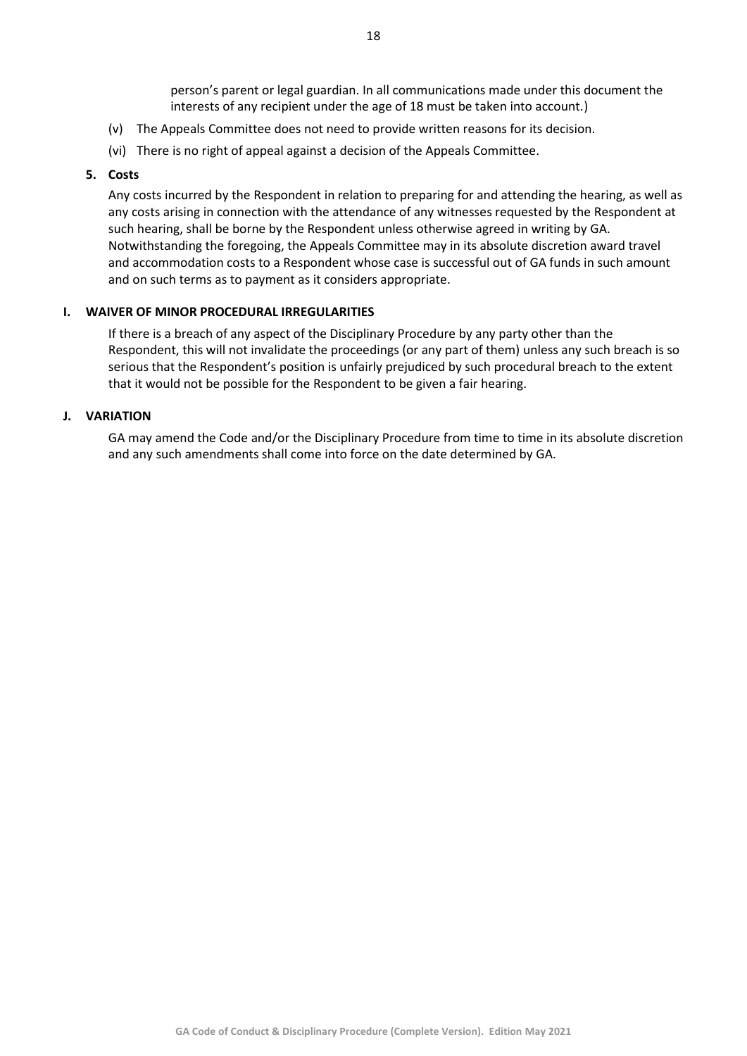person's parent or legal guardian. In all communications made under this document the interests of any recipient under the age of 18 must be taken into account.)

(v) The Appeals Committee does not need to provide written reasons for its decision.

(vi) There is no right of appeal against a decision of the Appeals Committee.

**5. Costs**

Any costs incurred by the Respondent in relation to preparing for and attending the hearing, as well as any costs arising in connection with the attendance of any witnesses requested by the Respondent at such hearing, shall be borne by the Respondent unless otherwise agreed in writing by GA. Notwithstanding the foregoing, the Appeals Committee may in its absolute discretion award travel and accommodation costs to a Respondent whose case is successful out of GA funds in such amount and on such terms as to payment as it considers appropriate.

## I. WAIVER OF MINOR PROCEDURAL IRREGULARITIES

If there is a breach of any aspect of the Disciplinary Procedure by any party other than the Respondent, this will not invalidate the proceedings (or any part of them) unless any such breach is so serious that the Respondent's position is unfairly prejudiced by such procedural breach to the extent that it would not be possible for the Respondent to be given a fair hearing.

## J. VARIATION

GA may amend the Code and/or the Disciplinary Procedure from time to time in its absolute discretion and any such amendments shall come into force on the date determined by GA.